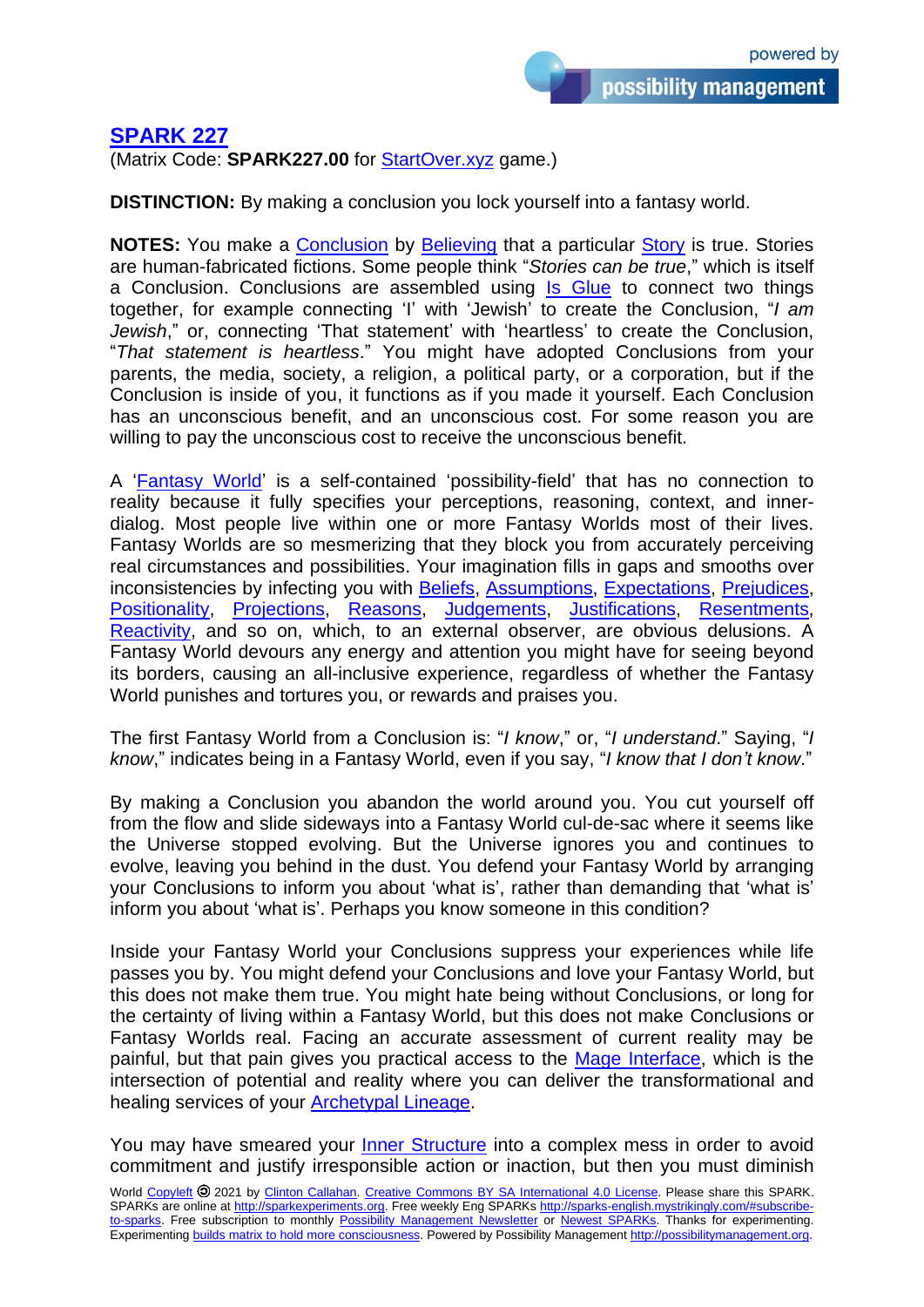# SPARK 227

(Matrix Code: **SPARK227.00** for StartOver.xyz game.)

**DISTINCTION:** By making a conclusion you lock yourself into a fantasy world.

**NOTES:** You make a Conclusion by Believing that a particular Story is true. Stories are human-fabricated fictions. Some people think "*Stories can be true*," which is itself a Conclusion. Conclusions are assembled using Is Glue to connect two things together, for example connecting 'I' with 'Jewish' to create the Conclusion, "*I am Jewish*," or, connecting 'That statement' with 'heartless' to create the Conclusion, "*That statement is heartless*." You might have adopted Conclusions from your parents, the media, society, a religion, a political party, or a corporation, but if the Conclusion is inside of you, it functions as if you made it yourself. Each Conclusion has an unconscious benefit, and an unconscious cost. For some reason you are willing to pay the unconscious cost to receive the unconscious benefit.

A 'Fantasy World' is a self-contained 'possibility-field' that has no connection to reality because it fully specifies your perceptions, reasoning, context, and inner-dialog. Most people live within one or more Fantasy Worlds most of their lives. Fantasy Worlds are so mesmerizing that they block you from accurately perceiving real circumstances and possibilities. Your imagination fills in gaps and smooths over inconsistencies by infecting you with Beliefs, Assumptions, Expectations, Prejudices, Positionality, Projections, Reasons, Judgements, Justifications, Resentments, Reactivity, and so on, which, to an external observer, are obvious delusions. A Fantasy World devours any energy and attention you might have for seeing beyond its borders, causing an all-inclusive experience, regardless of whether the Fantasy World punishes and tortures you, or rewards and praises you.

The first Fantasy World from a Conclusion is: "*I know*," or, "*I understand*." Saying, "*I know*," indicates being in a Fantasy World, even if you say, "*I know that I don't know*."

By making a Conclusion you abandon the world around you. You cut yourself off from the flow and slide sideways into a Fantasy World cul-de-sac where it seems like the Universe stopped evolving. But the Universe ignores you and continues to evolve, leaving you behind in the dust. You defend your Fantasy World by arranging your Conclusions to inform you about 'what is', rather than demanding that 'what is' inform you about 'what is'. Perhaps you know someone in this condition?

Inside your Fantasy World your Conclusions suppress your experiences while life passes you by. You might defend your Conclusions and love your Fantasy World, but this does not make them true. You might hate being without Conclusions, or long for the certainty of living within a Fantasy World, but this does not make Conclusions or Fantasy Worlds real. Facing an accurate assessment of current reality may be painful, but that pain gives you practical access to the Mage Interface, which is the intersection of potential and reality where you can deliver the transformational and healing services of your Archetypal Lineage.

You may have smeared your Inner Structure into a complex mess in order to avoid commitment and justify irresponsible action or inaction, but then you must diminish

World Copyleft 🄯 2021 by Clinton Callahan. Creative Commons BY SA International 4.0 License. Please share this SPARK. SPARKs are online at http://sparkexperiments.org. Free weekly Eng SPARKs http://sparks-english.mystrikingly.com/#subscribe-to-sparks. Free subscription to monthly Possibility Management Newsletter or Newest SPARKs. Thanks for experimenting. Experimenting builds matrix to hold more consciousness. Powered by Possibility Management http://possibilitymanagement.org.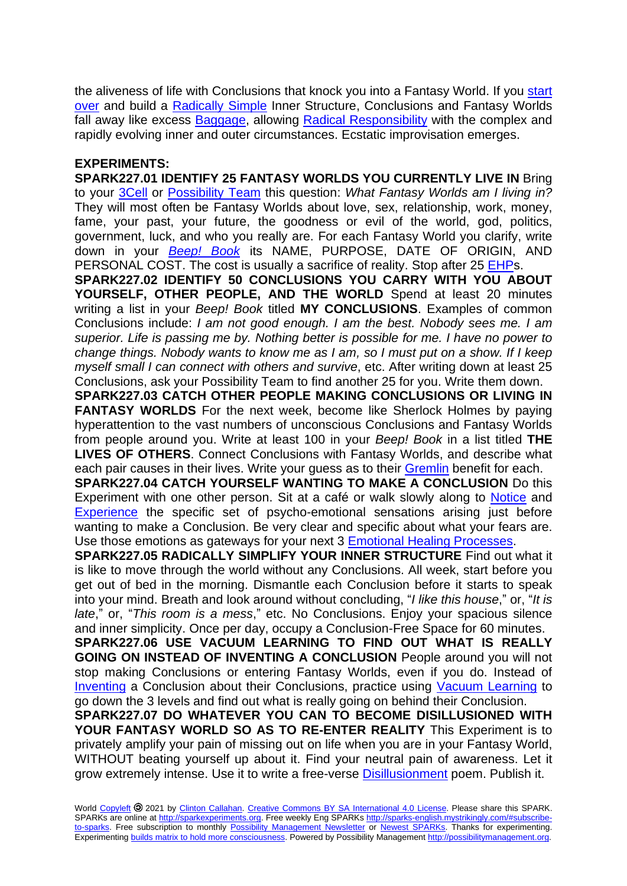the aliveness of life with Conclusions that knock you into a Fantasy World. If you start over and build a Radically Simple Inner Structure, Conclusions and Fantasy Worlds fall away like excess Baggage, allowing Radical Responsibility with the complex and rapidly evolving inner and outer circumstances. Ecstatic improvisation emerges.

**EXPERIMENTS:**

**SPARK227.01 IDENTIFY 25 FANTASY WORLDS YOU CURRENTLY LIVE IN** Bring to your 3Cell or Possibility Team this question: *What Fantasy Worlds am I living in?* They will most often be Fantasy Worlds about love, sex, relationship, work, money, fame, your past, your future, the goodness or evil of the world, god, politics, government, luck, and who you really are. For each Fantasy World you clarify, write down in your *Beep! Book* its NAME, PURPOSE, DATE OF ORIGIN, AND PERSONAL COST. The cost is usually a sacrifice of reality. Stop after 25 EHPs.

**SPARK227.02 IDENTIFY 50 CONCLUSIONS YOU CARRY WITH YOU ABOUT YOURSELF, OTHER PEOPLE, AND THE WORLD** Spend at least 20 minutes writing a list in your *Beep! Book* titled **MY CONCLUSIONS**. Examples of common Conclusions include: *I am not good enough. I am the best. Nobody sees me. I am superior. Life is passing me by. Nothing better is possible for me. I have no power to change things. Nobody wants to know me as I am, so I must put on a show. If I keep myself small I can connect with others and survive*, etc. After writing down at least 25 Conclusions, ask your Possibility Team to find another 25 for you. Write them down.

**SPARK227.03 CATCH OTHER PEOPLE MAKING CONCLUSIONS OR LIVING IN FANTASY WORLDS** For the next week, become like Sherlock Holmes by paying hyperattention to the vast numbers of unconscious Conclusions and Fantasy Worlds from people around you. Write at least 100 in your *Beep! Book* in a list titled **THE LIVES OF OTHERS**. Connect Conclusions with Fantasy Worlds, and describe what each pair causes in their lives. Write your guess as to their Gremlin benefit for each.

**SPARK227.04 CATCH YOURSELF WANTING TO MAKE A CONCLUSION** Do this Experiment with one other person. Sit at a café or walk slowly along to Notice and Experience the specific set of psycho-emotional sensations arising just before wanting to make a Conclusion. Be very clear and specific about what your fears are. Use those emotions as gateways for your next 3 Emotional Healing Processes.

**SPARK227.05 RADICALLY SIMPLIFY YOUR INNER STRUCTURE** Find out what it is like to move through the world without any Conclusions. All week, start before you get out of bed in the morning. Dismantle each Conclusion before it starts to speak into your mind. Breath and look around without concluding, "*I like this house*," or, "*It is late*," or, "*This room is a mess*," etc. No Conclusions. Enjoy your spacious silence and inner simplicity. Once per day, occupy a Conclusion-Free Space for 60 minutes.

**SPARK227.06 USE VACUUM LEARNING TO FIND OUT WHAT IS REALLY GOING ON INSTEAD OF INVENTING A CONCLUSION** People around you will not stop making Conclusions or entering Fantasy Worlds, even if you do. Instead of Inventing a Conclusion about their Conclusions, practice using Vacuum Learning to go down the 3 levels and find out what is really going on behind their Conclusion.

**SPARK227.07 DO WHATEVER YOU CAN TO BECOME DISILLUSIONED WITH YOUR FANTASY WORLD SO AS TO RE-ENTER REALITY** This Experiment is to privately amplify your pain of missing out on life when you are in your Fantasy World, WITHOUT beating yourself up about it. Find your neutral pain of awareness. Let it grow extremely intense. Use it to write a free-verse Disillusionment poem. Publish it.

World Copyleft 🄯 2021 by Clinton Callahan. Creative Commons BY SA International 4.0 License. Please share this SPARK. SPARKs are online at http://sparkexperiments.org. Free weekly Eng SPARKs http://sparks-english.mystrikingly.com/#subscribe-to-sparks. Free subscription to monthly Possibility Management Newsletter or Newest SPARKs. Thanks for experimenting. Experimenting builds matrix to hold more consciousness. Powered by Possibility Management http://possibilitymanagement.org.